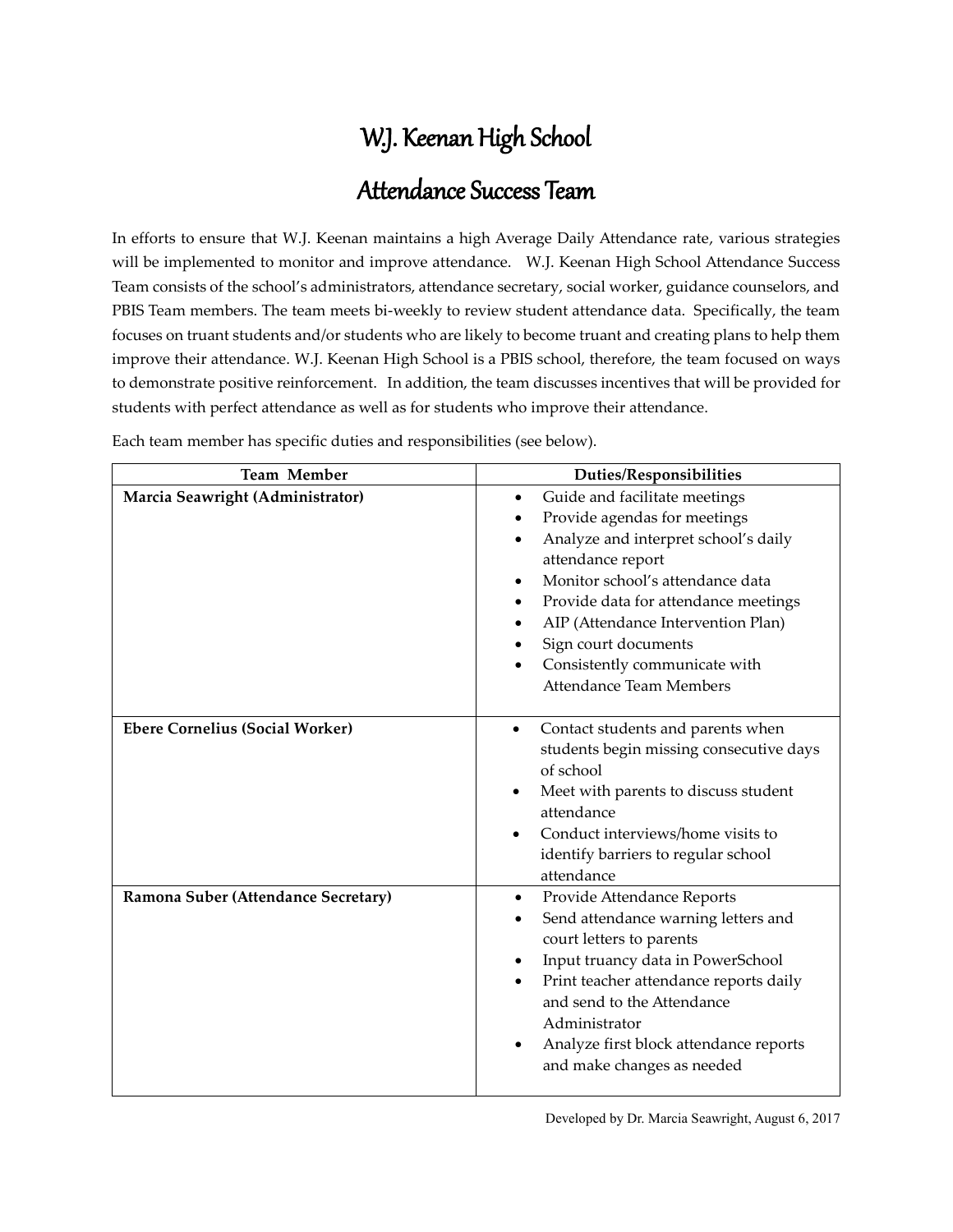# W.J. Keenan High School

## Attendance Success Team

In efforts to ensure that W.J. Keenan maintains a high Average Daily Attendance rate, various strategies will be implemented to monitor and improve attendance. W.J. Keenan High School Attendance Success Team consists of the school's administrators, attendance secretary, social worker, guidance counselors, and PBIS Team members. The team meets bi-weekly to review student attendance data. Specifically, the team focuses on truant students and/or students who are likely to become truant and creating plans to help them improve their attendance. W.J. Keenan High School is a PBIS school, therefore, the team focused on ways to demonstrate positive reinforcement. In addition, the team discusses incentives that will be provided for students with perfect attendance as well as for students who improve their attendance.

Each team member has specific duties and responsibilities (see below).

| Team Member | Duties/Responsibilities |
|---|---|
| **Marcia Seawright (Administrator)** | • Guide and facilitate meetings<br>• Provide agendas for meetings<br>• Analyze and interpret school's daily attendance report<br>• Monitor school's attendance data<br>• Provide data for attendance meetings<br>• AIP (Attendance Intervention Plan)<br>• Sign court documents<br>• Consistently communicate with Attendance Team Members |
| **Ebere Cornelius (Social Worker)** | • Contact students and parents when students begin missing consecutive days of school<br>• Meet with parents to discuss student attendance<br>• Conduct interviews/home visits to identify barriers to regular school attendance |
| **Ramona Suber (Attendance Secretary)** | • Provide Attendance Reports<br>• Send attendance warning letters and court letters to parents<br>• Input truancy data in PowerSchool<br>• Print teacher attendance reports daily and send to the Attendance Administrator<br>• Analyze first block attendance reports and make changes as needed |

Developed by Dr. Marcia Seawright, August 6, 2017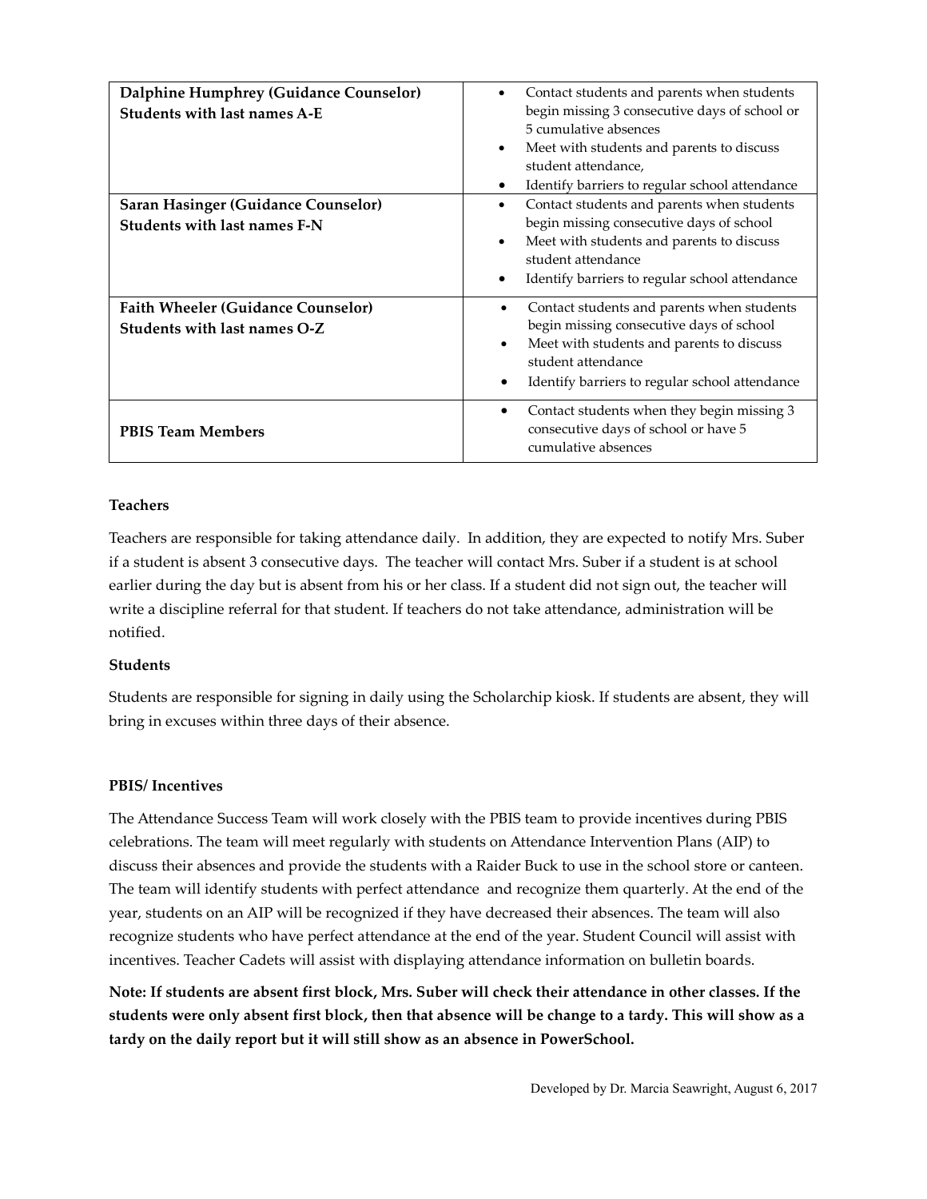| | |
|---|---|
| **Dalphine Humphrey (Guidance Counselor)**<br>**Students with last names A-E** | • Contact students and parents when students begin missing 3 consecutive days of school or 5 cumulative absences<br>• Meet with students and parents to discuss student attendance,<br>• Identify barriers to regular school attendance |
| **Saran Hasinger (Guidance Counselor)**<br>**Students with last names F-N** | • Contact students and parents when students begin missing consecutive days of school<br>• Meet with students and parents to discuss student attendance<br>• Identify barriers to regular school attendance |
| **Faith Wheeler (Guidance Counselor)**<br>**Students with last names O-Z** | • Contact students and parents when students begin missing consecutive days of school<br>• Meet with students and parents to discuss student attendance<br>• Identify barriers to regular school attendance |
| **PBIS Team Members** | • Contact students when they begin missing 3 consecutive days of school or have 5 cumulative absences |

**Teachers**

Teachers are responsible for taking attendance daily. In addition, they are expected to notify Mrs. Suber if a student is absent 3 consecutive days. The teacher will contact Mrs. Suber if a student is at school earlier during the day but is absent from his or her class. If a student did not sign out, the teacher will write a discipline referral for that student. If teachers do not take attendance, administration will be notified.

**Students**

Students are responsible for signing in daily using the Scholarchip kiosk. If students are absent, they will bring in excuses within three days of their absence.

**PBIS/ Incentives**

The Attendance Success Team will work closely with the PBIS team to provide incentives during PBIS celebrations. The team will meet regularly with students on Attendance Intervention Plans (AIP) to discuss their absences and provide the students with a Raider Buck to use in the school store or canteen. The team will identify students with perfect attendance and recognize them quarterly. At the end of the year, students on an AIP will be recognized if they have decreased their absences. The team will also recognize students who have perfect attendance at the end of the year. Student Council will assist with incentives. Teacher Cadets will assist with displaying attendance information on bulletin boards.

**Note: If students are absent first block, Mrs. Suber will check their attendance in other classes. If the students were only absent first block, then that absence will be change to a tardy. This will show as a tardy on the daily report but it will still show as an absence in PowerSchool.**

Developed by Dr. Marcia Seawright, August 6, 2017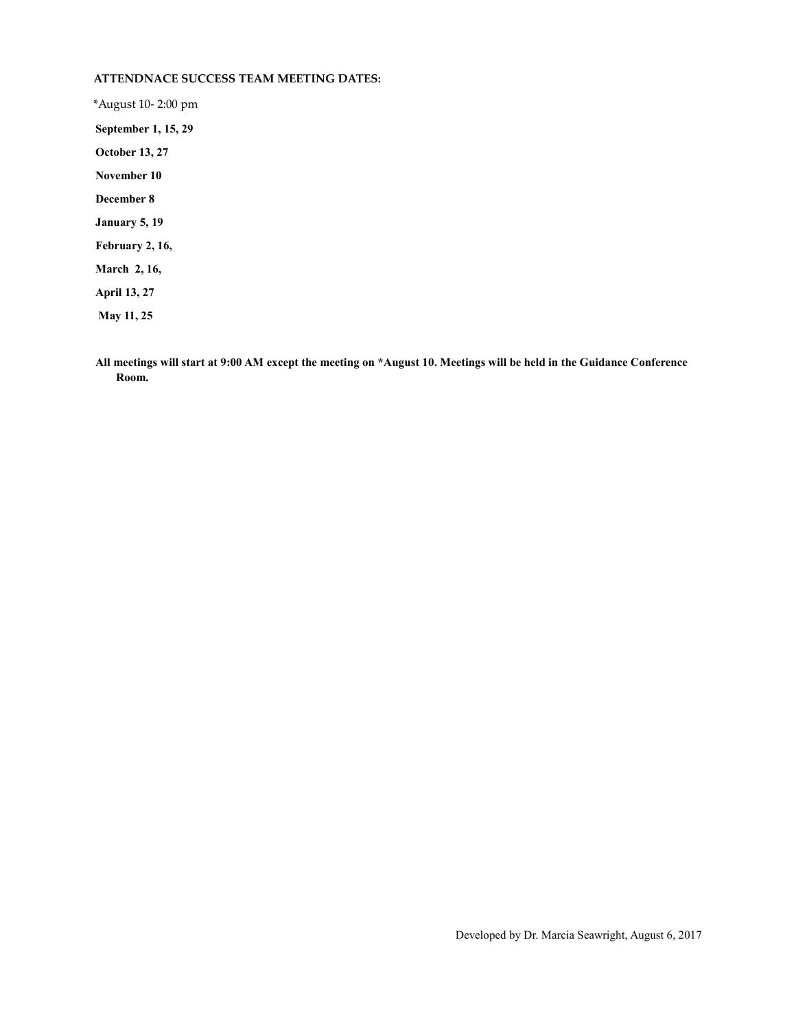**ATTENDNACE SUCCESS TEAM MEETING DATES:**

*August 10- 2:00 pm

**September 1, 15, 29**

**October 13, 27**

**November 10**

**December 8**

**January 5, 19**

**February 2, 16,**

**March 2, 16,**

**April 13, 27**

**May 11, 25**

**All meetings will start at 9:00 AM except the meeting on *August 10. Meetings will be held in the Guidance Conference Room.**

Developed by Dr. Marcia Seawright, August 6, 2017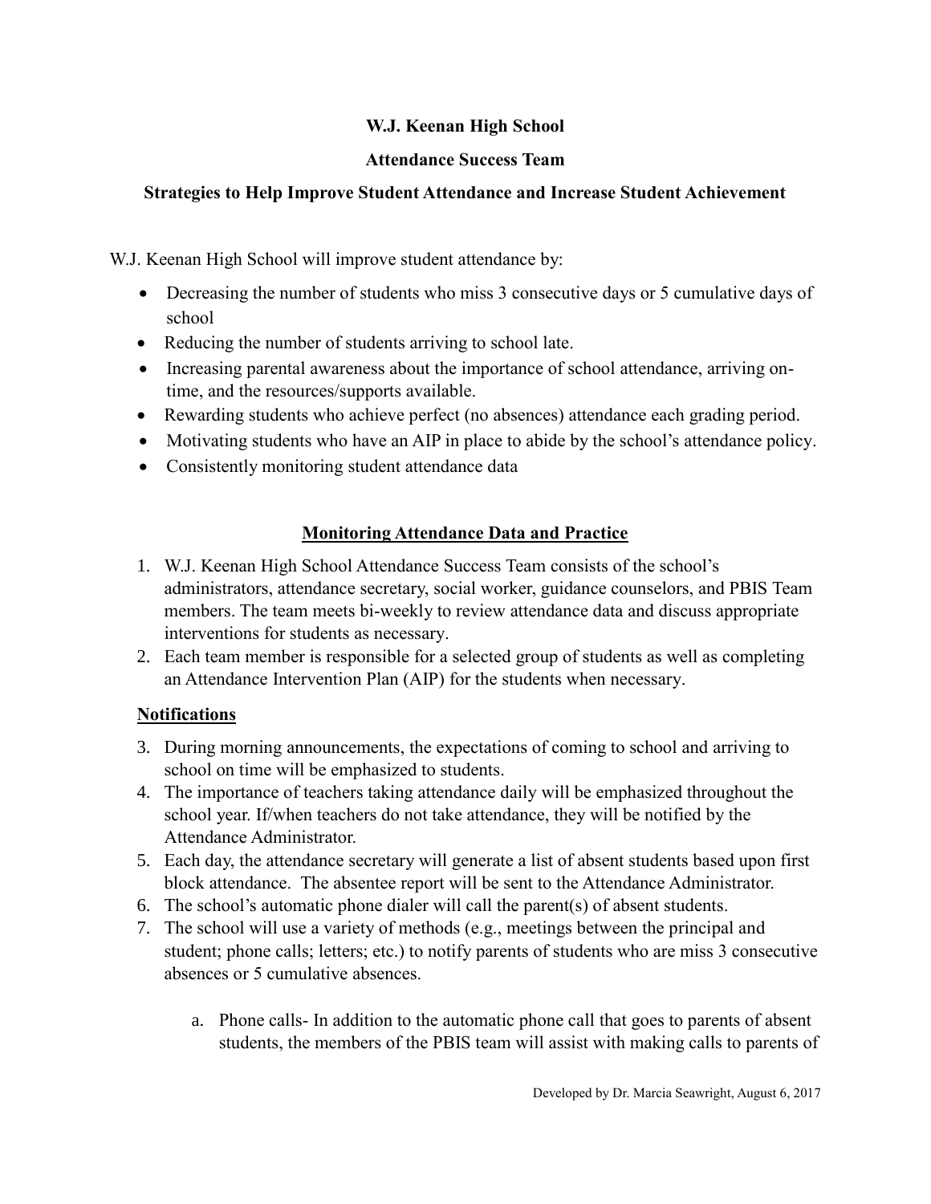**W.J. Keenan High School**

**Attendance Success Team**

**Strategies to Help Improve Student Attendance and Increase Student Achievement**

W.J. Keenan High School will improve student attendance by:

- Decreasing the number of students who miss 3 consecutive days or 5 cumulative days of school
- Reducing the number of students arriving to school late.
- Increasing parental awareness about the importance of school attendance, arriving on-time, and the resources/supports available.
- Rewarding students who achieve perfect (no absences) attendance each grading period.
- Motivating students who have an AIP in place to abide by the school's attendance policy.
- Consistently monitoring student attendance data

**<u>Monitoring Attendance Data and Practice</u>**

1. W.J. Keenan High School Attendance Success Team consists of the school's administrators, attendance secretary, social worker, guidance counselors, and PBIS Team members. The team meets bi-weekly to review attendance data and discuss appropriate interventions for students as necessary.
2. Each team member is responsible for a selected group of students as well as completing an Attendance Intervention Plan (AIP) for the students when necessary.

**<u>Notifications</u>**

3. During morning announcements, the expectations of coming to school and arriving to school on time will be emphasized to students.
4. The importance of teachers taking attendance daily will be emphasized throughout the school year. If/when teachers do not take attendance, they will be notified by the Attendance Administrator.
5. Each day, the attendance secretary will generate a list of absent students based upon first block attendance. The absentee report will be sent to the Attendance Administrator.
6. The school's automatic phone dialer will call the parent(s) of absent students.
7. The school will use a variety of methods (e.g., meetings between the principal and student; phone calls; letters; etc.) to notify parents of students who are miss 3 consecutive absences or 5 cumulative absences.

   a. Phone calls- In addition to the automatic phone call that goes to parents of absent students, the members of the PBIS team will assist with making calls to parents of

Developed by Dr. Marcia Seawright, August 6, 2017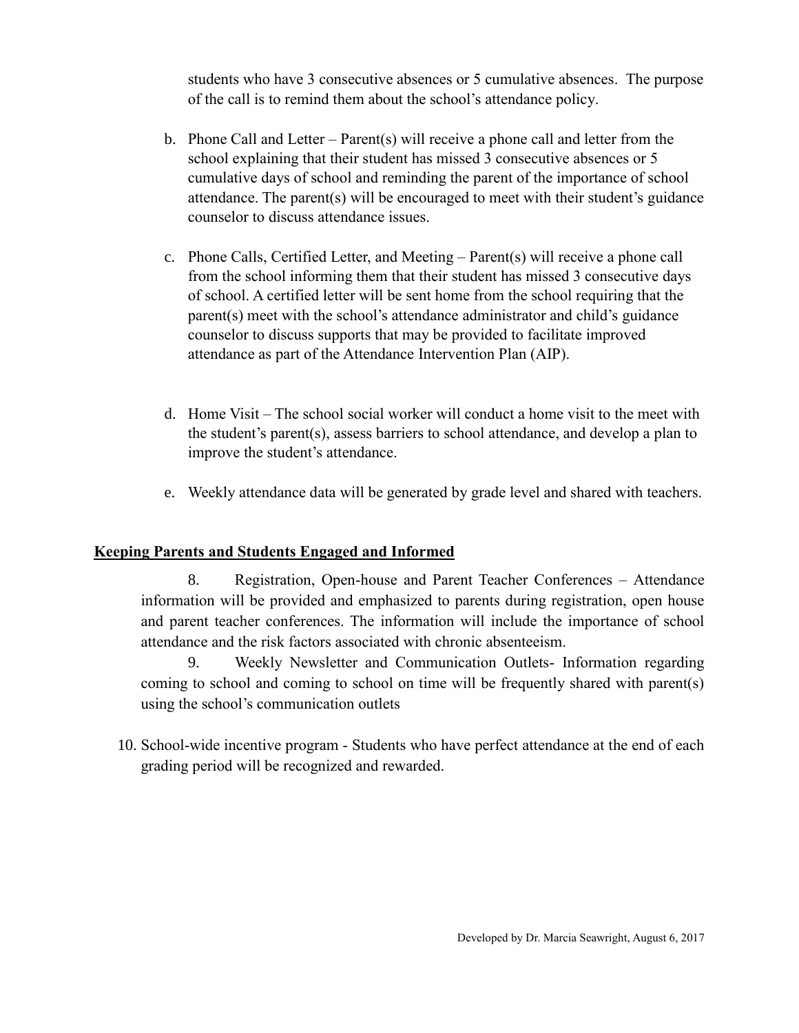students who have 3 consecutive absences or 5 cumulative absences. The purpose of the call is to remind them about the school's attendance policy.

b. Phone Call and Letter – Parent(s) will receive a phone call and letter from the school explaining that their student has missed 3 consecutive absences or 5 cumulative days of school and reminding the parent of the importance of school attendance. The parent(s) will be encouraged to meet with their student's guidance counselor to discuss attendance issues.

c. Phone Calls, Certified Letter, and Meeting – Parent(s) will receive a phone call from the school informing them that their student has missed 3 consecutive days of school. A certified letter will be sent home from the school requiring that the parent(s) meet with the school's attendance administrator and child's guidance counselor to discuss supports that may be provided to facilitate improved attendance as part of the Attendance Intervention Plan (AIP).

d. Home Visit – The school social worker will conduct a home visit to the meet with the student's parent(s), assess barriers to school attendance, and develop a plan to improve the student's attendance.

e. Weekly attendance data will be generated by grade level and shared with teachers.

**Keeping Parents and Students Engaged and Informed**

8. Registration, Open-house and Parent Teacher Conferences – Attendance information will be provided and emphasized to parents during registration, open house and parent teacher conferences. The information will include the importance of school attendance and the risk factors associated with chronic absenteeism.

9. Weekly Newsletter and Communication Outlets- Information regarding coming to school and coming to school on time will be frequently shared with parent(s) using the school's communication outlets

10. School-wide incentive program - Students who have perfect attendance at the end of each grading period will be recognized and rewarded.

Developed by Dr. Marcia Seawright, August 6, 2017